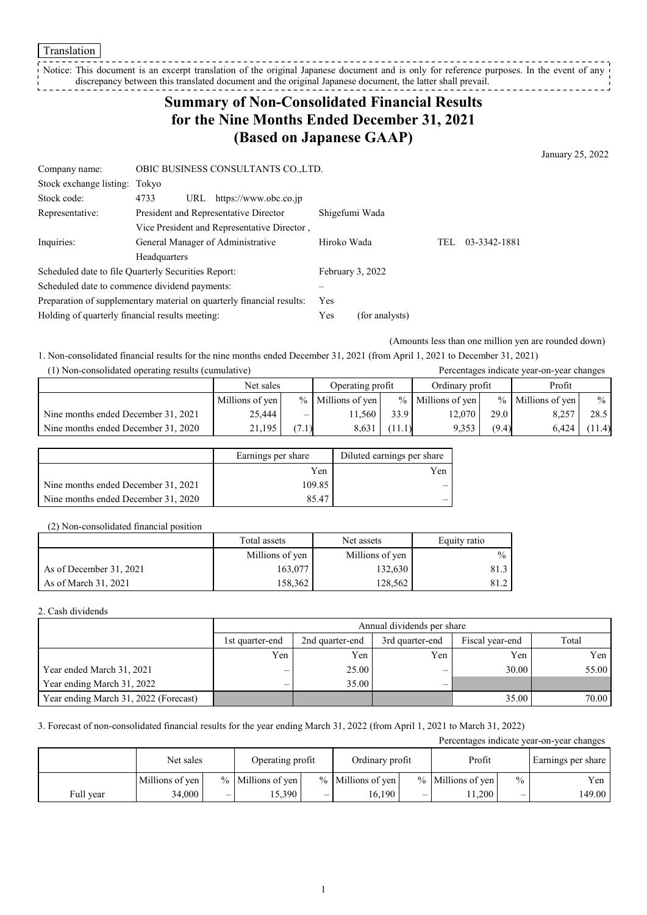Translation

Notice: This document is an excerpt translation of the original Japanese document and is only for reference purposes. In the event of any discrepancy between this translated document and the original Japanese document, the latter shall prevail.

# Summary of Non-Consolidated Financial Results for the Nine Months Ended December 31, 2021 (Based on Japanese GAAP)

January 25, 2022

| | | | |
|---|---|---|---|
| Company name: | OBIC BUSINESS CONSULTANTS CO.,LTD. | | |
| Stock exchange listing: | Tokyo | | |
| Stock code: | 4733 URL https://www.obc.co.jp | | |
| Representative: | President and Representative Director | Shigefumi Wada | |
| Inquiries: | Vice President and Representative Director, General Manager of Administrative Headquarters | Hiroko Wada | TEL 03-3342-1881 |
| Scheduled date to file Quarterly Securities Report: | | February 3, 2022 | |
| Scheduled date to commence dividend payments: | | – | |
| Preparation of supplementary material on quarterly financial results: | | Yes | |
| Holding of quarterly financial results meeting: | | Yes (for analysts) | |

(Amounts less than one million yen are rounded down)

1. Non-consolidated financial results for the nine months ended December 31, 2021 (from April 1, 2021 to December 31, 2021)

(1) Non-consolidated operating results (cumulative)

Percentages indicate year-on-year changes

| | Net sales | | Operating profit | | Ordinary profit | | Profit | |
|---|---|---|---|---|---|---|---|---|
| | Millions of yen | % | Millions of yen | % | Millions of yen | % | Millions of yen | % |
| Nine months ended December 31, 2021 | 25,444 | – | 11,560 | 33.9 | 12,070 | 29.0 | 8,257 | 28.5 |
| Nine months ended December 31, 2020 | 21,195 | (7.1) | 8,631 | (11.1) | 9,353 | (9.4) | 6,424 | (11.4) |

| | Earnings per share | Diluted earnings per share |
|---|---|---|
| | Yen | Yen |
| Nine months ended December 31, 2021 | 109.85 | – |
| Nine months ended December 31, 2020 | 85.47 | – |

(2) Non-consolidated financial position

| | Total assets | Net assets | Equity ratio |
|---|---|---|---|
| | Millions of yen | Millions of yen | % |
| As of December 31, 2021 | 163,077 | 132,630 | 81.3 |
| As of March 31, 2021 | 158,362 | 128,562 | 81.2 |

2. Cash dividends

| | Annual dividends per share | | | | |
|---|---|---|---|---|---|
| | 1st quarter-end | 2nd quarter-end | 3rd quarter-end | Fiscal year-end | Total |
| | Yen | Yen | Yen | Yen | Yen |
| Year ended March 31, 2021 | – | 25.00 | – | 30.00 | 55.00 |
| Year ending March 31, 2022 | – | 35.00 | – | | |
| Year ending March 31, 2022 (Forecast) | | | | 35.00 | 70.00 |

3. Forecast of non-consolidated financial results for the year ending March 31, 2022 (from April 1, 2021 to March 31, 2022)

Percentages indicate year-on-year changes

| | Net sales | | Operating profit | | Ordinary profit | | Profit | | Earnings per share |
|---|---|---|---|---|---|---|---|---|---|
| | Millions of yen | % | Millions of yen | % | Millions of yen | % | Millions of yen | % | Yen |
| Full year | 34,000 | – | 15,390 | – | 16,190 | – | 11,200 | – | 149.00 |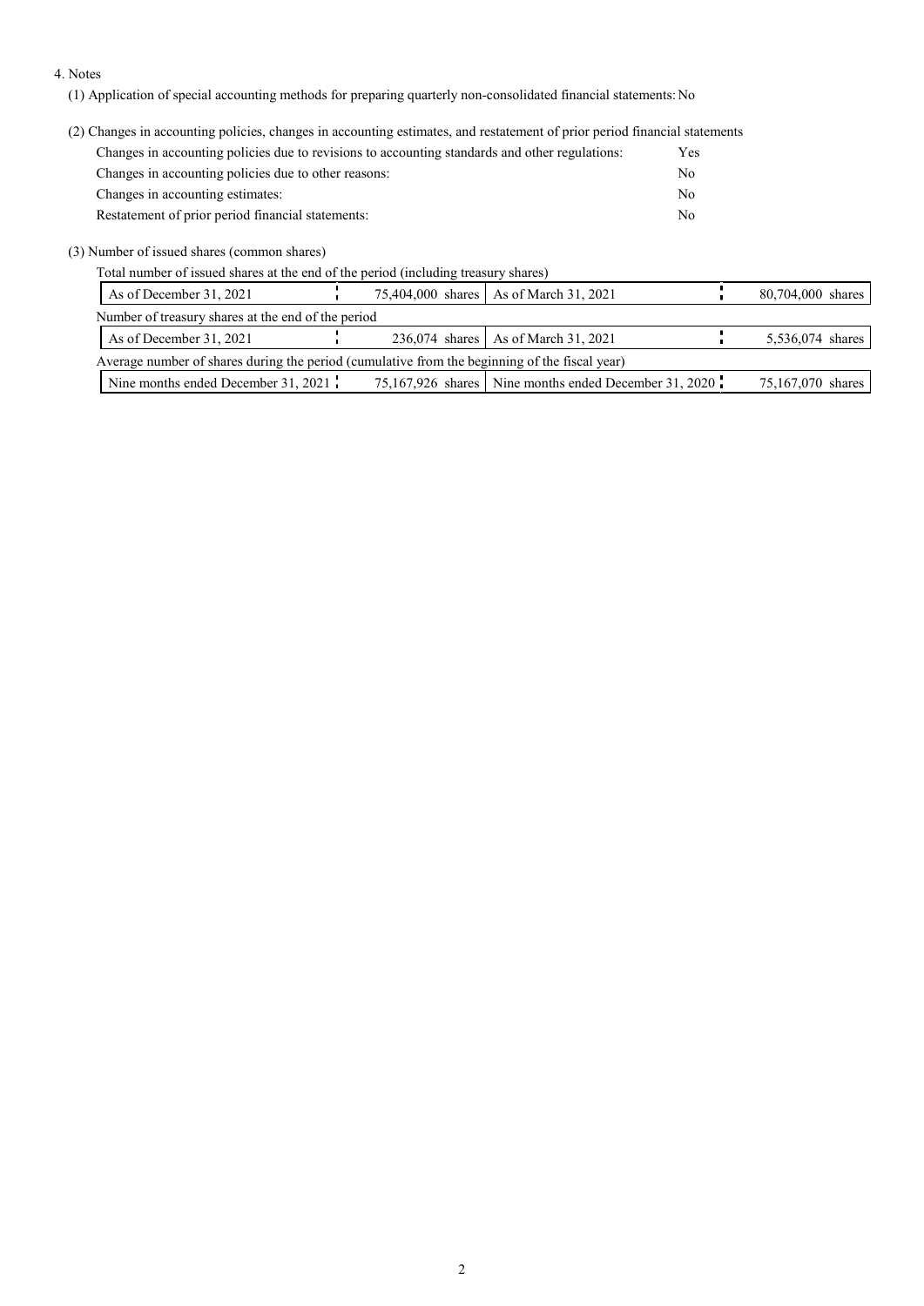4. Notes

(1) Application of special accounting methods for preparing quarterly non-consolidated financial statements: No

(2) Changes in accounting policies, changes in accounting estimates, and restatement of prior period financial statements

| | |
|---|---|
| Changes in accounting policies due to revisions to accounting standards and other regulations: | Yes |
| Changes in accounting policies due to other reasons: | No |
| Changes in accounting estimates: | No |
| Restatement of prior period financial statements: | No |

(3) Number of issued shares (common shares)

Total number of issued shares at the end of the period (including treasury shares)

| | | | |
|---|---|---|---|
| As of December 31, 2021 | 75,404,000 shares | As of March 31, 2021 | 80,704,000 shares |

Number of treasury shares at the end of the period

| | | | |
|---|---|---|---|
| As of December 31, 2021 | 236,074 shares | As of March 31, 2021 | 5,536,074 shares |

Average number of shares during the period (cumulative from the beginning of the fiscal year)

| | | | |
|---|---|---|---|
| Nine months ended December 31, 2021 | 75,167,926 shares | Nine months ended December 31, 2020 | 75,167,070 shares |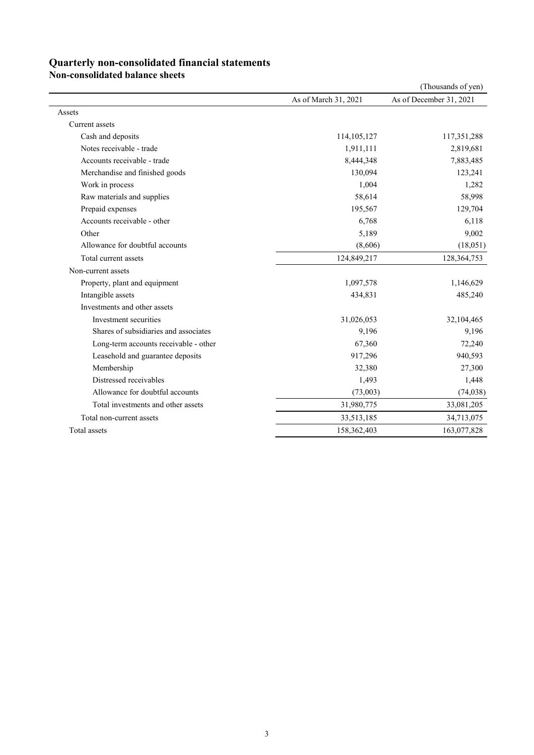# Quarterly non-consolidated financial statements

## Non-consolidated balance sheets

(Thousands of yen)

| | As of March 31, 2021 | As of December 31, 2021 |
|---|---|---|
| Assets | | |
| Current assets | | |
| Cash and deposits | 114,105,127 | 117,351,288 |
| Notes receivable - trade | 1,911,111 | 2,819,681 |
| Accounts receivable - trade | 8,444,348 | 7,883,485 |
| Merchandise and finished goods | 130,094 | 123,241 |
| Work in process | 1,004 | 1,282 |
| Raw materials and supplies | 58,614 | 58,998 |
| Prepaid expenses | 195,567 | 129,704 |
| Accounts receivable - other | 6,768 | 6,118 |
| Other | 5,189 | 9,002 |
| Allowance for doubtful accounts | (8,606) | (18,051) |
| Total current assets | 124,849,217 | 128,364,753 |
| Non-current assets | | |
| Property, plant and equipment | 1,097,578 | 1,146,629 |
| Intangible assets | 434,831 | 485,240 |
| Investments and other assets | | |
| Investment securities | 31,026,053 | 32,104,465 |
| Shares of subsidiaries and associates | 9,196 | 9,196 |
| Long-term accounts receivable - other | 67,360 | 72,240 |
| Leasehold and guarantee deposits | 917,296 | 940,593 |
| Membership | 32,380 | 27,300 |
| Distressed receivables | 1,493 | 1,448 |
| Allowance for doubtful accounts | (73,003) | (74,038) |
| Total investments and other assets | 31,980,775 | 33,081,205 |
| Total non-current assets | 33,513,185 | 34,713,075 |
| Total assets | 158,362,403 | 163,077,828 |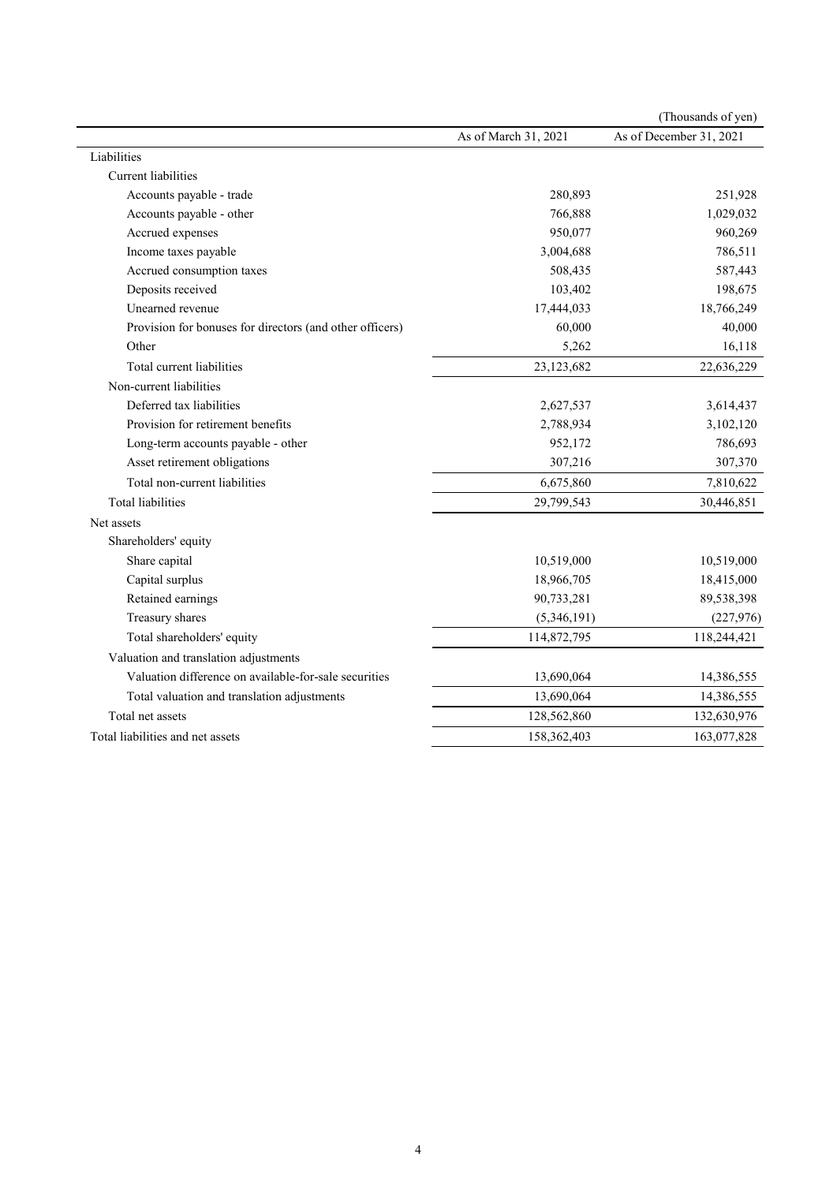(Thousands of yen)

| | As of March 31, 2021 | As of December 31, 2021 |
|---|---|---|
| Liabilities | | |
| Current liabilities | | |
| Accounts payable - trade | 280,893 | 251,928 |
| Accounts payable - other | 766,888 | 1,029,032 |
| Accrued expenses | 950,077 | 960,269 |
| Income taxes payable | 3,004,688 | 786,511 |
| Accrued consumption taxes | 508,435 | 587,443 |
| Deposits received | 103,402 | 198,675 |
| Unearned revenue | 17,444,033 | 18,766,249 |
| Provision for bonuses for directors (and other officers) | 60,000 | 40,000 |
| Other | 5,262 | 16,118 |
| Total current liabilities | 23,123,682 | 22,636,229 |
| Non-current liabilities | | |
| Deferred tax liabilities | 2,627,537 | 3,614,437 |
| Provision for retirement benefits | 2,788,934 | 3,102,120 |
| Long-term accounts payable - other | 952,172 | 786,693 |
| Asset retirement obligations | 307,216 | 307,370 |
| Total non-current liabilities | 6,675,860 | 7,810,622 |
| Total liabilities | 29,799,543 | 30,446,851 |
| Net assets | | |
| Shareholders' equity | | |
| Share capital | 10,519,000 | 10,519,000 |
| Capital surplus | 18,966,705 | 18,415,000 |
| Retained earnings | 90,733,281 | 89,538,398 |
| Treasury shares | (5,346,191) | (227,976) |
| Total shareholders' equity | 114,872,795 | 118,244,421 |
| Valuation and translation adjustments | | |
| Valuation difference on available-for-sale securities | 13,690,064 | 14,386,555 |
| Total valuation and translation adjustments | 13,690,064 | 14,386,555 |
| Total net assets | 128,562,860 | 132,630,976 |
| Total liabilities and net assets | 158,362,403 | 163,077,828 |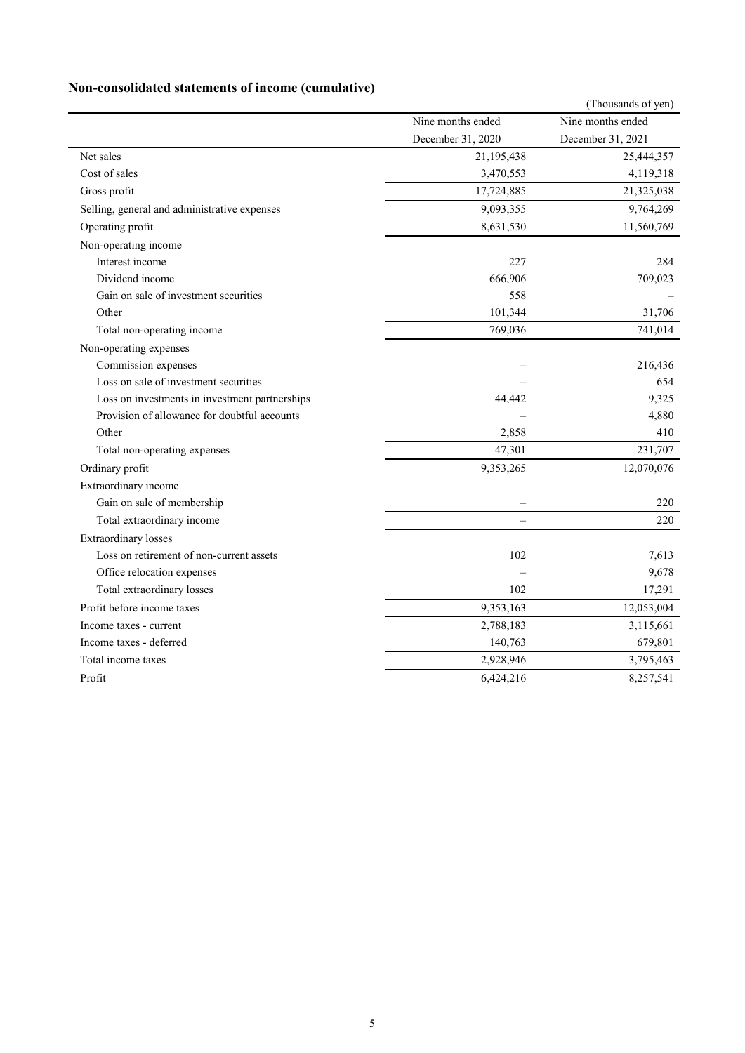## Non-consolidated statements of income (cumulative)

(Thousands of yen)

| | Nine months ended December 31, 2020 | Nine months ended December 31, 2021 |
|---|---|---|
| Net sales | 21,195,438 | 25,444,357 |
| Cost of sales | 3,470,553 | 4,119,318 |
| Gross profit | 17,724,885 | 21,325,038 |
| Selling, general and administrative expenses | 9,093,355 | 9,764,269 |
| Operating profit | 8,631,530 | 11,560,769 |
| Non-operating income | | |
| Interest income | 227 | 284 |
| Dividend income | 666,906 | 709,023 |
| Gain on sale of investment securities | 558 | – |
| Other | 101,344 | 31,706 |
| Total non-operating income | 769,036 | 741,014 |
| Non-operating expenses | | |
| Commission expenses | – | 216,436 |
| Loss on sale of investment securities | – | 654 |
| Loss on investments in investment partnerships | 44,442 | 9,325 |
| Provision of allowance for doubtful accounts | – | 4,880 |
| Other | 2,858 | 410 |
| Total non-operating expenses | 47,301 | 231,707 |
| Ordinary profit | 9,353,265 | 12,070,076 |
| Extraordinary income | | |
| Gain on sale of membership | – | 220 |
| Total extraordinary income | – | 220 |
| Extraordinary losses | | |
| Loss on retirement of non-current assets | 102 | 7,613 |
| Office relocation expenses | – | 9,678 |
| Total extraordinary losses | 102 | 17,291 |
| Profit before income taxes | 9,353,163 | 12,053,004 |
| Income taxes - current | 2,788,183 | 3,115,661 |
| Income taxes - deferred | 140,763 | 679,801 |
| Total income taxes | 2,928,946 | 3,795,463 |
| Profit | 6,424,216 | 8,257,541 |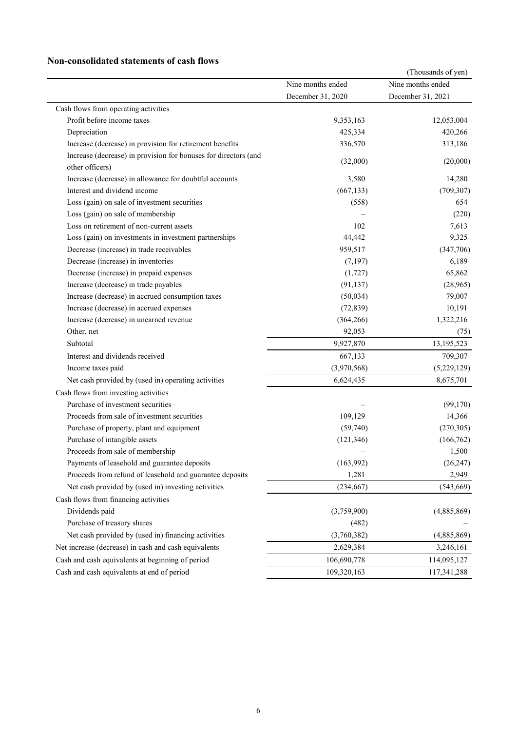## Non-consolidated statements of cash flows

(Thousands of yen)

| | Nine months ended December 31, 2020 | Nine months ended December 31, 2021 |
|---|---|---|
| Cash flows from operating activities | | |
| Profit before income taxes | 9,353,163 | 12,053,004 |
| Depreciation | 425,334 | 420,266 |
| Increase (decrease) in provision for retirement benefits | 336,570 | 313,186 |
| Increase (decrease) in provision for bonuses for directors (and other officers) | (32,000) | (20,000) |
| Increase (decrease) in allowance for doubtful accounts | 3,580 | 14,280 |
| Interest and dividend income | (667,133) | (709,307) |
| Loss (gain) on sale of investment securities | (558) | 654 |
| Loss (gain) on sale of membership | – | (220) |
| Loss on retirement of non-current assets | 102 | 7,613 |
| Loss (gain) on investments in investment partnerships | 44,442 | 9,325 |
| Decrease (increase) in trade receivables | 959,517 | (347,706) |
| Decrease (increase) in inventories | (7,197) | 6,189 |
| Decrease (increase) in prepaid expenses | (1,727) | 65,862 |
| Increase (decrease) in trade payables | (91,137) | (28,965) |
| Increase (decrease) in accrued consumption taxes | (50,034) | 79,007 |
| Increase (decrease) in accrued expenses | (72,839) | 10,191 |
| Increase (decrease) in unearned revenue | (364,266) | 1,322,216 |
| Other, net | 92,053 | (75) |
| Subtotal | 9,927,870 | 13,195,523 |
| Interest and dividends received | 667,133 | 709,307 |
| Income taxes paid | (3,970,568) | (5,229,129) |
| Net cash provided by (used in) operating activities | 6,624,435 | 8,675,701 |
| Cash flows from investing activities | | |
| Purchase of investment securities | – | (99,170) |
| Proceeds from sale of investment securities | 109,129 | 14,366 |
| Purchase of property, plant and equipment | (59,740) | (270,305) |
| Purchase of intangible assets | (121,346) | (166,762) |
| Proceeds from sale of membership | – | 1,500 |
| Payments of leasehold and guarantee deposits | (163,992) | (26,247) |
| Proceeds from refund of leasehold and guarantee deposits | 1,281 | 2,949 |
| Net cash provided by (used in) investing activities | (234,667) | (543,669) |
| Cash flows from financing activities | | |
| Dividends paid | (3,759,900) | (4,885,869) |
| Purchase of treasury shares | (482) | – |
| Net cash provided by (used in) financing activities | (3,760,382) | (4,885,869) |
| Net increase (decrease) in cash and cash equivalents | 2,629,384 | 3,246,161 |
| Cash and cash equivalents at beginning of period | 106,690,778 | 114,095,127 |
| Cash and cash equivalents at end of period | 109,320,163 | 117,341,288 |